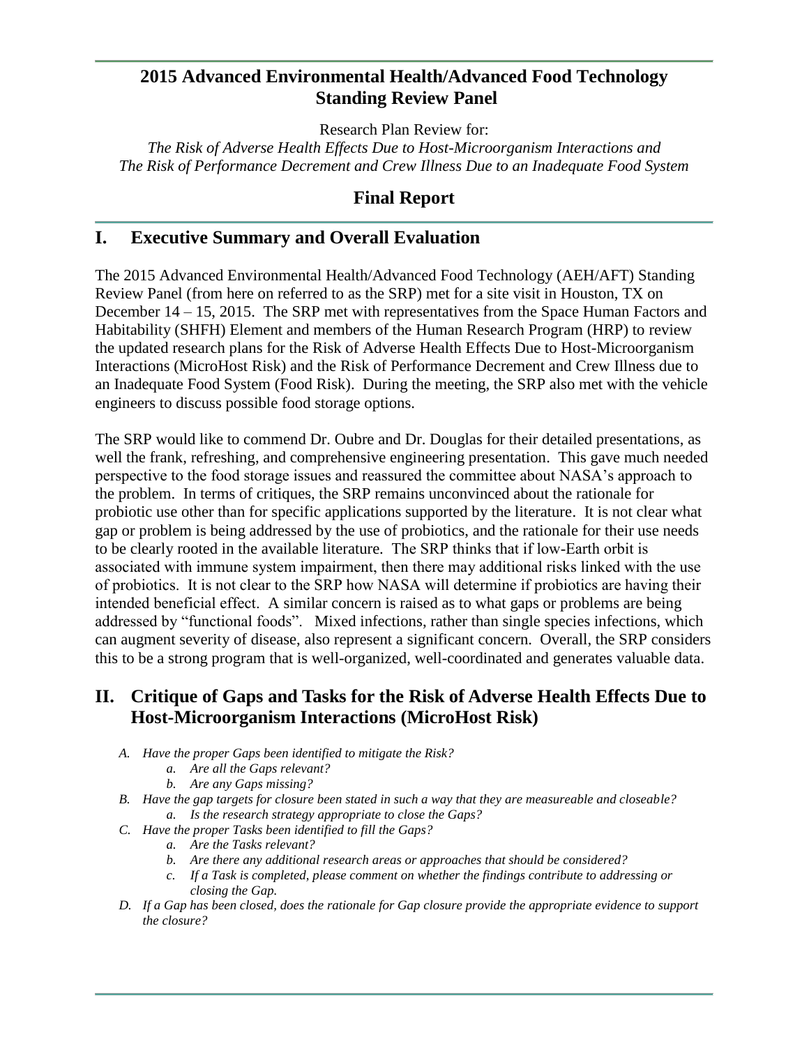# 2015 Advanced Environmental Health/Advanced Food Technology Standing Review Panel

Research Plan Review for:

*The Risk of Adverse Health Effects Due to Host-Microorganism Interactions and The Risk of Performance Decrement and Crew Illness Due to an Inadequate Food System*

## Final Report

## I. Executive Summary and Overall Evaluation

The 2015 Advanced Environmental Health/Advanced Food Technology (AEH/AFT) Standing Review Panel (from here on referred to as the SRP) met for a site visit in Houston, TX on December 14 – 15, 2015. The SRP met with representatives from the Space Human Factors and Habitability (SHFH) Element and members of the Human Research Program (HRP) to review the updated research plans for the Risk of Adverse Health Effects Due to Host-Microorganism Interactions (MicroHost Risk) and the Risk of Performance Decrement and Crew Illness due to an Inadequate Food System (Food Risk). During the meeting, the SRP also met with the vehicle engineers to discuss possible food storage options.

The SRP would like to commend Dr. Oubre and Dr. Douglas for their detailed presentations, as well the frank, refreshing, and comprehensive engineering presentation. This gave much needed perspective to the food storage issues and reassured the committee about NASA's approach to the problem. In terms of critiques, the SRP remains unconvinced about the rationale for probiotic use other than for specific applications supported by the literature. It is not clear what gap or problem is being addressed by the use of probiotics, and the rationale for their use needs to be clearly rooted in the available literature. The SRP thinks that if low-Earth orbit is associated with immune system impairment, then there may additional risks linked with the use of probiotics. It is not clear to the SRP how NASA will determine if probiotics are having their intended beneficial effect. A similar concern is raised as to what gaps or problems are being addressed by "functional foods". Mixed infections, rather than single species infections, which can augment severity of disease, also represent a significant concern. Overall, the SRP considers this to be a strong program that is well-organized, well-coordinated and generates valuable data.

## II. Critique of Gaps and Tasks for the Risk of Adverse Health Effects Due to Host-Microorganism Interactions (MicroHost Risk)

- *A. Have the proper Gaps been identified to mitigate the Risk?*
  - *a. Are all the Gaps relevant?*
  - *b. Are any Gaps missing?*
- *B. Have the gap targets for closure been stated in such a way that they are measureable and closeable?*
  - *a. Is the research strategy appropriate to close the Gaps?*
- *C. Have the proper Tasks been identified to fill the Gaps?*
  - *a. Are the Tasks relevant?*
  - *b. Are there any additional research areas or approaches that should be considered?*
  - *c. If a Task is completed, please comment on whether the findings contribute to addressing or closing the Gap.*
- *D. If a Gap has been closed, does the rationale for Gap closure provide the appropriate evidence to support the closure?*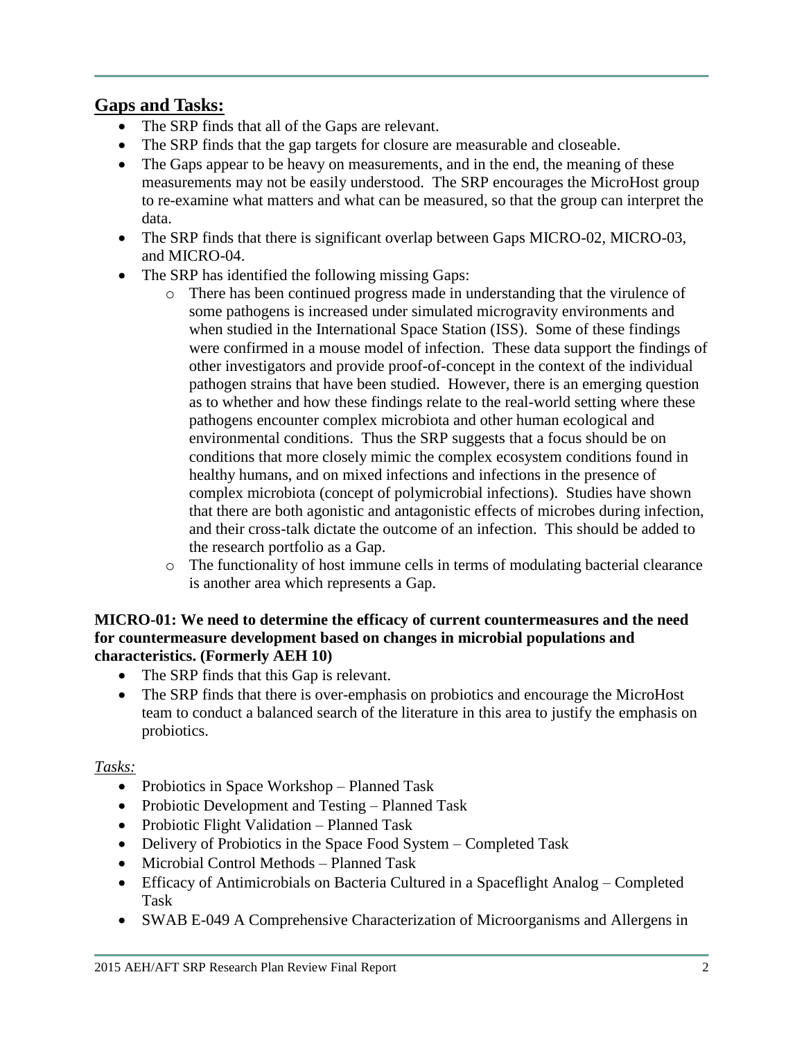## Gaps and Tasks:

- The SRP finds that all of the Gaps are relevant.
- The SRP finds that the gap targets for closure are measurable and closeable.
- The Gaps appear to be heavy on measurements, and in the end, the meaning of these measurements may not be easily understood. The SRP encourages the MicroHost group to re-examine what matters and what can be measured, so that the group can interpret the data.
- The SRP finds that there is significant overlap between Gaps MICRO-02, MICRO-03, and MICRO-04.
- The SRP has identified the following missing Gaps:
  - There has been continued progress made in understanding that the virulence of some pathogens is increased under simulated microgravity environments and when studied in the International Space Station (ISS). Some of these findings were confirmed in a mouse model of infection. These data support the findings of other investigators and provide proof-of-concept in the context of the individual pathogen strains that have been studied. However, there is an emerging question as to whether and how these findings relate to the real-world setting where these pathogens encounter complex microbiota and other human ecological and environmental conditions. Thus the SRP suggests that a focus should be on conditions that more closely mimic the complex ecosystem conditions found in healthy humans, and on mixed infections and infections in the presence of complex microbiota (concept of polymicrobial infections). Studies have shown that there are both agonistic and antagonistic effects of microbes during infection, and their cross-talk dictate the outcome of an infection. This should be added to the research portfolio as a Gap.
  - The functionality of host immune cells in terms of modulating bacterial clearance is another area which represents a Gap.

**MICRO-01: We need to determine the efficacy of current countermeasures and the need for countermeasure development based on changes in microbial populations and characteristics. (Formerly AEH 10)**

- The SRP finds that this Gap is relevant.
- The SRP finds that there is over-emphasis on probiotics and encourage the MicroHost team to conduct a balanced search of the literature in this area to justify the emphasis on probiotics.

*Tasks:*

- Probiotics in Space Workshop – Planned Task
- Probiotic Development and Testing – Planned Task
- Probiotic Flight Validation – Planned Task
- Delivery of Probiotics in the Space Food System – Completed Task
- Microbial Control Methods – Planned Task
- Efficacy of Antimicrobials on Bacteria Cultured in a Spaceflight Analog – Completed Task
- SWAB E-049 A Comprehensive Characterization of Microorganisms and Allergens in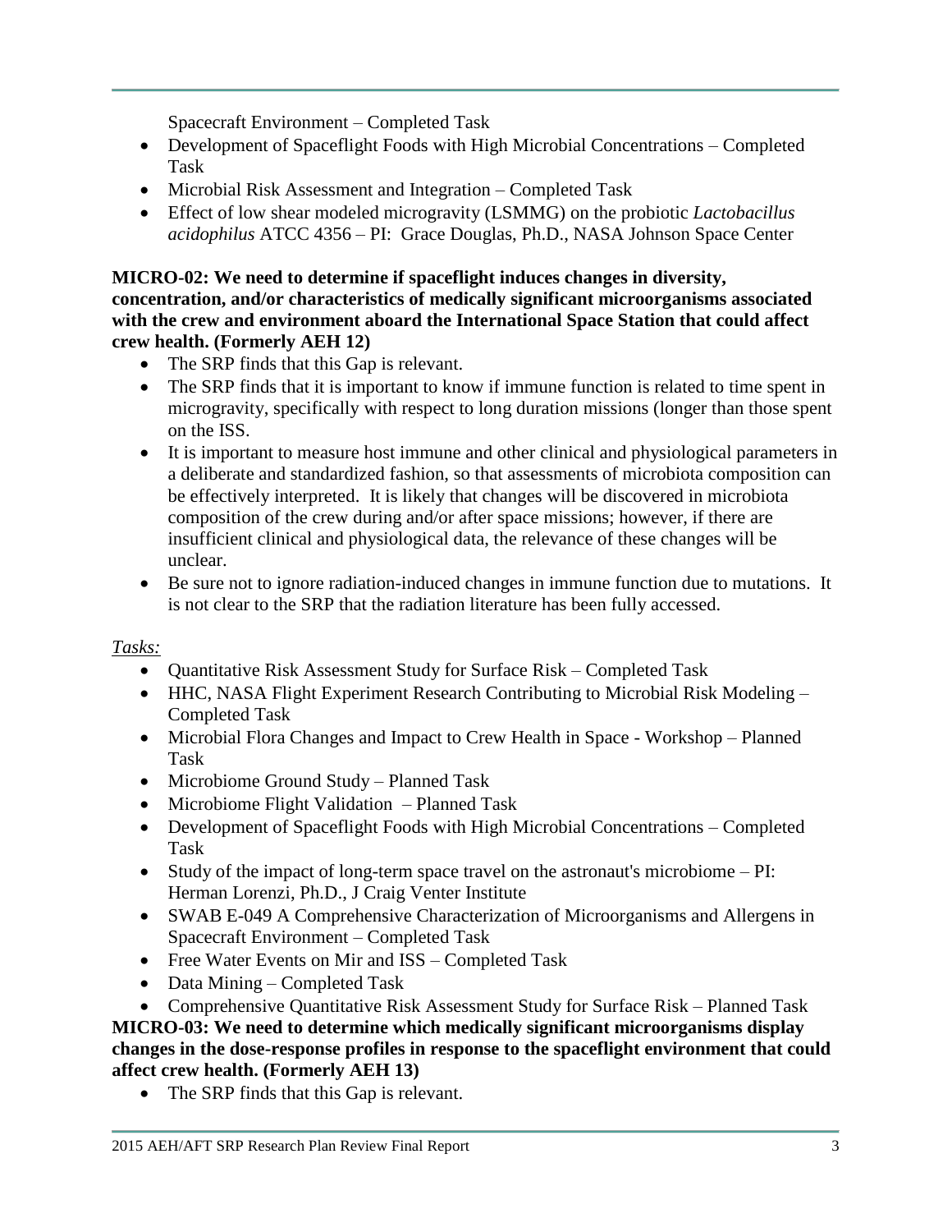Spacecraft Environment – Completed Task

- Development of Spaceflight Foods with High Microbial Concentrations – Completed Task
- Microbial Risk Assessment and Integration – Completed Task
- Effect of low shear modeled microgravity (LSMMG) on the probiotic *Lactobacillus acidophilus* ATCC 4356 – PI: Grace Douglas, Ph.D., NASA Johnson Space Center

**MICRO-02: We need to determine if spaceflight induces changes in diversity, concentration, and/or characteristics of medically significant microorganisms associated with the crew and environment aboard the International Space Station that could affect crew health. (Formerly AEH 12)**

- The SRP finds that this Gap is relevant.
- The SRP finds that it is important to know if immune function is related to time spent in microgravity, specifically with respect to long duration missions (longer than those spent on the ISS.
- It is important to measure host immune and other clinical and physiological parameters in a deliberate and standardized fashion, so that assessments of microbiota composition can be effectively interpreted. It is likely that changes will be discovered in microbiota composition of the crew during and/or after space missions; however, if there are insufficient clinical and physiological data, the relevance of these changes will be unclear.
- Be sure not to ignore radiation-induced changes in immune function due to mutations. It is not clear to the SRP that the radiation literature has been fully accessed.

*Tasks:*

- Quantitative Risk Assessment Study for Surface Risk – Completed Task
- HHC, NASA Flight Experiment Research Contributing to Microbial Risk Modeling – Completed Task
- Microbial Flora Changes and Impact to Crew Health in Space - Workshop – Planned Task
- Microbiome Ground Study – Planned Task
- Microbiome Flight Validation – Planned Task
- Development of Spaceflight Foods with High Microbial Concentrations – Completed Task
- Study of the impact of long-term space travel on the astronaut's microbiome – PI: Herman Lorenzi, Ph.D., J Craig Venter Institute
- SWAB E-049 A Comprehensive Characterization of Microorganisms and Allergens in Spacecraft Environment – Completed Task
- Free Water Events on Mir and ISS – Completed Task
- Data Mining – Completed Task
- Comprehensive Quantitative Risk Assessment Study for Surface Risk – Planned Task

**MICRO-03: We need to determine which medically significant microorganisms display changes in the dose-response profiles in response to the spaceflight environment that could affect crew health. (Formerly AEH 13)**

- The SRP finds that this Gap is relevant.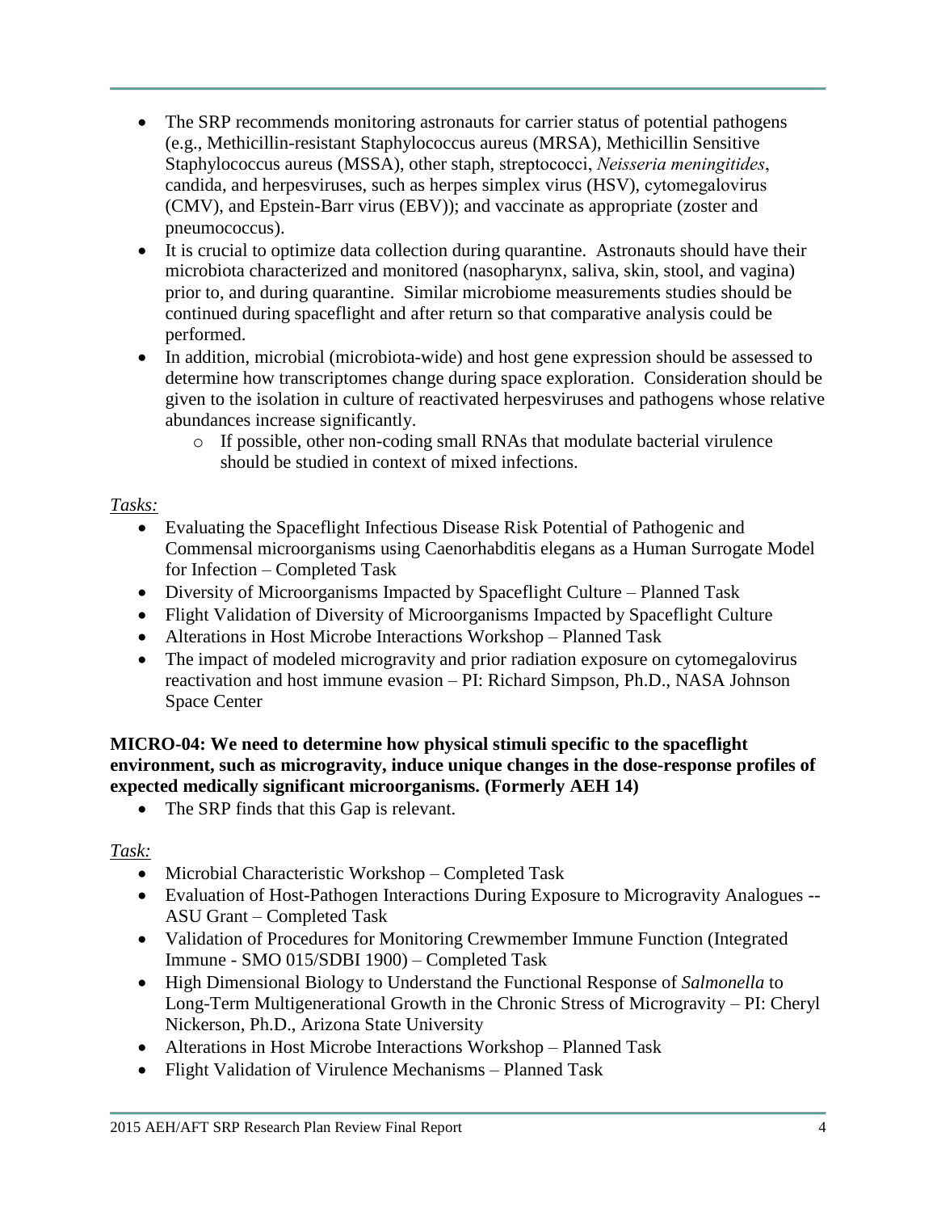- The SRP recommends monitoring astronauts for carrier status of potential pathogens (e.g., Methicillin-resistant Staphylococcus aureus (MRSA), Methicillin Sensitive Staphylococcus aureus (MSSA), other staph, streptococci, *Neisseria meningitides*, candida, and herpesviruses, such as herpes simplex virus (HSV), cytomegalovirus (CMV), and Epstein-Barr virus (EBV)); and vaccinate as appropriate (zoster and pneumococcus).
- It is crucial to optimize data collection during quarantine. Astronauts should have their microbiota characterized and monitored (nasopharynx, saliva, skin, stool, and vagina) prior to, and during quarantine. Similar microbiome measurements studies should be continued during spaceflight and after return so that comparative analysis could be performed.
- In addition, microbial (microbiota-wide) and host gene expression should be assessed to determine how transcriptomes change during space exploration. Consideration should be given to the isolation in culture of reactivated herpesviruses and pathogens whose relative abundances increase significantly.
    - If possible, other non-coding small RNAs that modulate bacterial virulence should be studied in context of mixed infections.

*Tasks:*

- Evaluating the Spaceflight Infectious Disease Risk Potential of Pathogenic and Commensal microorganisms using Caenorhabditis elegans as a Human Surrogate Model for Infection – Completed Task
- Diversity of Microorganisms Impacted by Spaceflight Culture – Planned Task
- Flight Validation of Diversity of Microorganisms Impacted by Spaceflight Culture
- Alterations in Host Microbe Interactions Workshop – Planned Task
- The impact of modeled microgravity and prior radiation exposure on cytomegalovirus reactivation and host immune evasion – PI: Richard Simpson, Ph.D., NASA Johnson Space Center

**MICRO-04: We need to determine how physical stimuli specific to the spaceflight environment, such as microgravity, induce unique changes in the dose-response profiles of expected medically significant microorganisms. (Formerly AEH 14)**

- The SRP finds that this Gap is relevant.

*Task:*

- Microbial Characteristic Workshop – Completed Task
- Evaluation of Host-Pathogen Interactions During Exposure to Microgravity Analogues -- ASU Grant – Completed Task
- Validation of Procedures for Monitoring Crewmember Immune Function (Integrated Immune - SMO 015/SDBI 1900) – Completed Task
- High Dimensional Biology to Understand the Functional Response of *Salmonella* to Long-Term Multigenerational Growth in the Chronic Stress of Microgravity – PI: Cheryl Nickerson, Ph.D., Arizona State University
- Alterations in Host Microbe Interactions Workshop – Planned Task
- Flight Validation of Virulence Mechanisms – Planned Task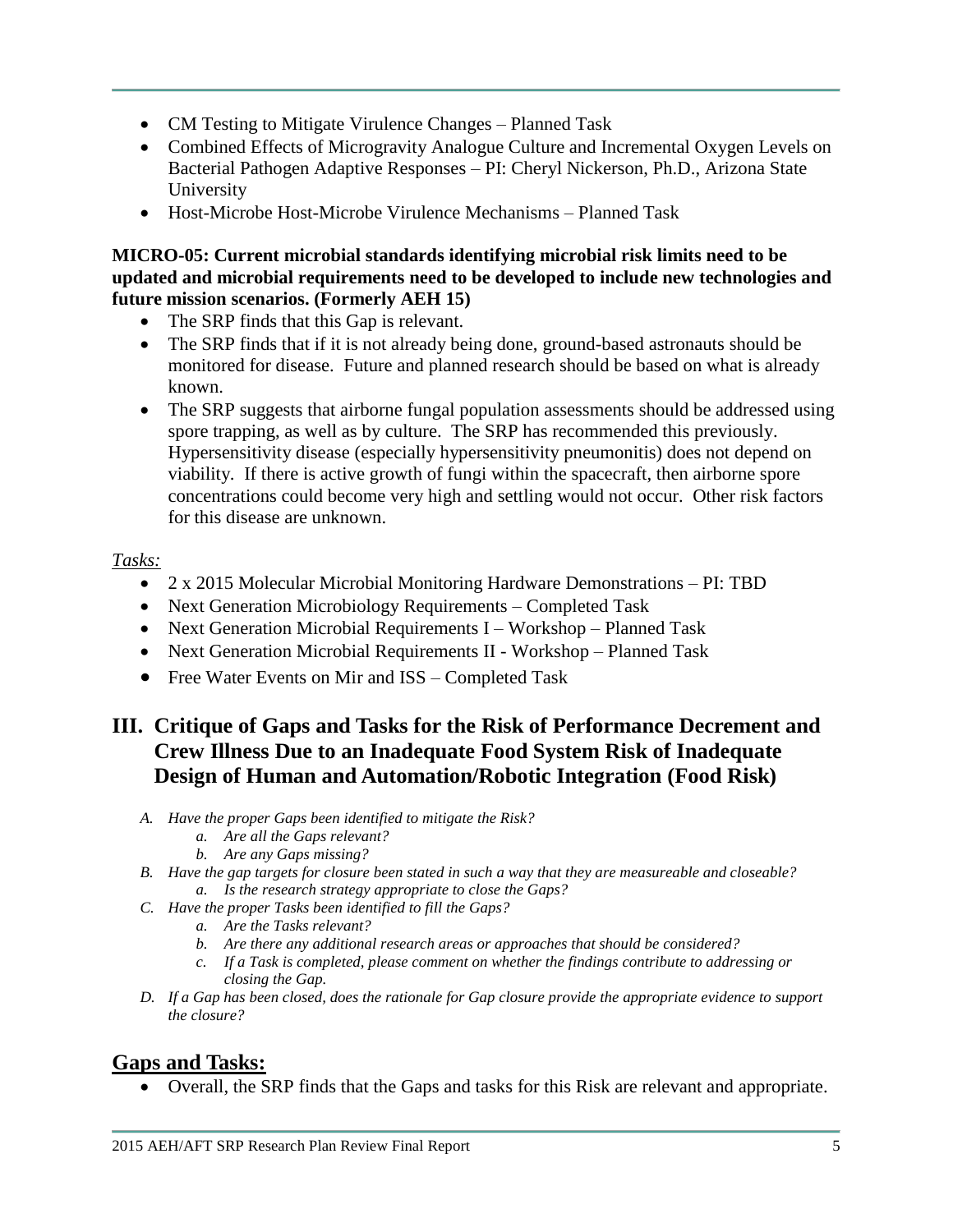- CM Testing to Mitigate Virulence Changes – Planned Task
- Combined Effects of Microgravity Analogue Culture and Incremental Oxygen Levels on Bacterial Pathogen Adaptive Responses – PI: Cheryl Nickerson, Ph.D., Arizona State University
- Host-Microbe Host-Microbe Virulence Mechanisms – Planned Task

**MICRO-05: Current microbial standards identifying microbial risk limits need to be updated and microbial requirements need to be developed to include new technologies and future mission scenarios. (Formerly AEH 15)**

- The SRP finds that this Gap is relevant.
- The SRP finds that if it is not already being done, ground-based astronauts should be monitored for disease. Future and planned research should be based on what is already known.
- The SRP suggests that airborne fungal population assessments should be addressed using spore trapping, as well as by culture. The SRP has recommended this previously. Hypersensitivity disease (especially hypersensitivity pneumonitis) does not depend on viability. If there is active growth of fungi within the spacecraft, then airborne spore concentrations could become very high and settling would not occur. Other risk factors for this disease are unknown.

*Tasks:*

- 2 x 2015 Molecular Microbial Monitoring Hardware Demonstrations – PI: TBD
- Next Generation Microbiology Requirements – Completed Task
- Next Generation Microbial Requirements I – Workshop – Planned Task
- Next Generation Microbial Requirements II - Workshop – Planned Task
- Free Water Events on Mir and ISS – Completed Task

## III. Critique of Gaps and Tasks for the Risk of Performance Decrement and Crew Illness Due to an Inadequate Food System Risk of Inadequate Design of Human and Automation/Robotic Integration (Food Risk)

*A. Have the proper Gaps been identified to mitigate the Risk?*
   *a. Are all the Gaps relevant?*
   *b. Are any Gaps missing?*

*B. Have the gap targets for closure been stated in such a way that they are measureable and closeable?*
   *a. Is the research strategy appropriate to close the Gaps?*

*C. Have the proper Tasks been identified to fill the Gaps?*
   *a. Are the Tasks relevant?*
   *b. Are there any additional research areas or approaches that should be considered?*
   *c. If a Task is completed, please comment on whether the findings contribute to addressing or closing the Gap.*

*D. If a Gap has been closed, does the rationale for Gap closure provide the appropriate evidence to support the closure?*

## Gaps and Tasks:

- Overall, the SRP finds that the Gaps and tasks for this Risk are relevant and appropriate.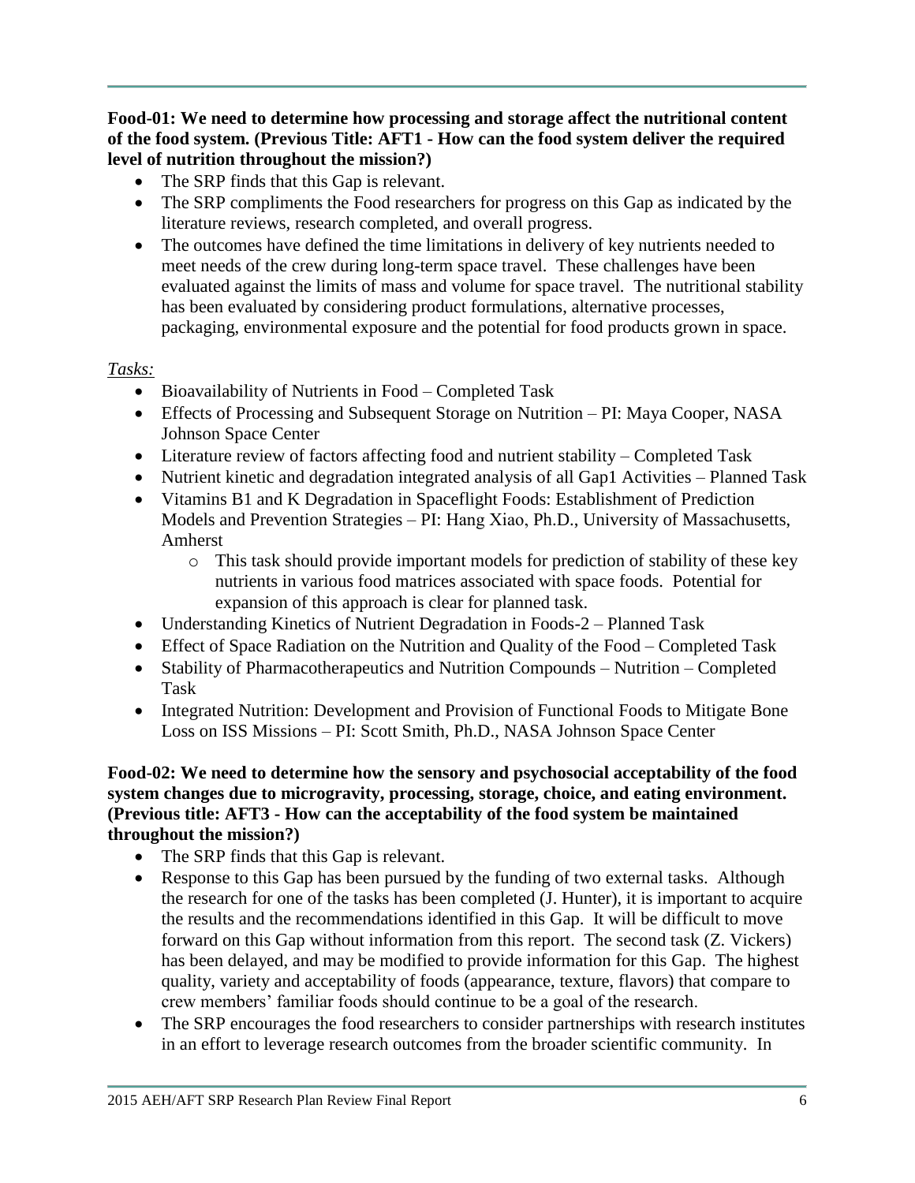**Food-01: We need to determine how processing and storage affect the nutritional content of the food system. (Previous Title: AFT1 - How can the food system deliver the required level of nutrition throughout the mission?)**

- The SRP finds that this Gap is relevant.
- The SRP compliments the Food researchers for progress on this Gap as indicated by the literature reviews, research completed, and overall progress.
- The outcomes have defined the time limitations in delivery of key nutrients needed to meet needs of the crew during long-term space travel. These challenges have been evaluated against the limits of mass and volume for space travel. The nutritional stability has been evaluated by considering product formulations, alternative processes, packaging, environmental exposure and the potential for food products grown in space.

*Tasks:*

- Bioavailability of Nutrients in Food – Completed Task
- Effects of Processing and Subsequent Storage on Nutrition – PI: Maya Cooper, NASA Johnson Space Center
- Literature review of factors affecting food and nutrient stability – Completed Task
- Nutrient kinetic and degradation integrated analysis of all Gap1 Activities – Planned Task
- Vitamins B1 and K Degradation in Spaceflight Foods: Establishment of Prediction Models and Prevention Strategies – PI: Hang Xiao, Ph.D., University of Massachusetts, Amherst
    - This task should provide important models for prediction of stability of these key nutrients in various food matrices associated with space foods. Potential for expansion of this approach is clear for planned task.
- Understanding Kinetics of Nutrient Degradation in Foods-2 – Planned Task
- Effect of Space Radiation on the Nutrition and Quality of the Food – Completed Task
- Stability of Pharmacotherapeutics and Nutrition Compounds – Nutrition – Completed Task
- Integrated Nutrition: Development and Provision of Functional Foods to Mitigate Bone Loss on ISS Missions – PI: Scott Smith, Ph.D., NASA Johnson Space Center

**Food-02: We need to determine how the sensory and psychosocial acceptability of the food system changes due to microgravity, processing, storage, choice, and eating environment. (Previous title: AFT3 - How can the acceptability of the food system be maintained throughout the mission?)**

- The SRP finds that this Gap is relevant.
- Response to this Gap has been pursued by the funding of two external tasks. Although the research for one of the tasks has been completed (J. Hunter), it is important to acquire the results and the recommendations identified in this Gap. It will be difficult to move forward on this Gap without information from this report. The second task (Z. Vickers) has been delayed, and may be modified to provide information for this Gap. The highest quality, variety and acceptability of foods (appearance, texture, flavors) that compare to crew members' familiar foods should continue to be a goal of the research.
- The SRP encourages the food researchers to consider partnerships with research institutes in an effort to leverage research outcomes from the broader scientific community. In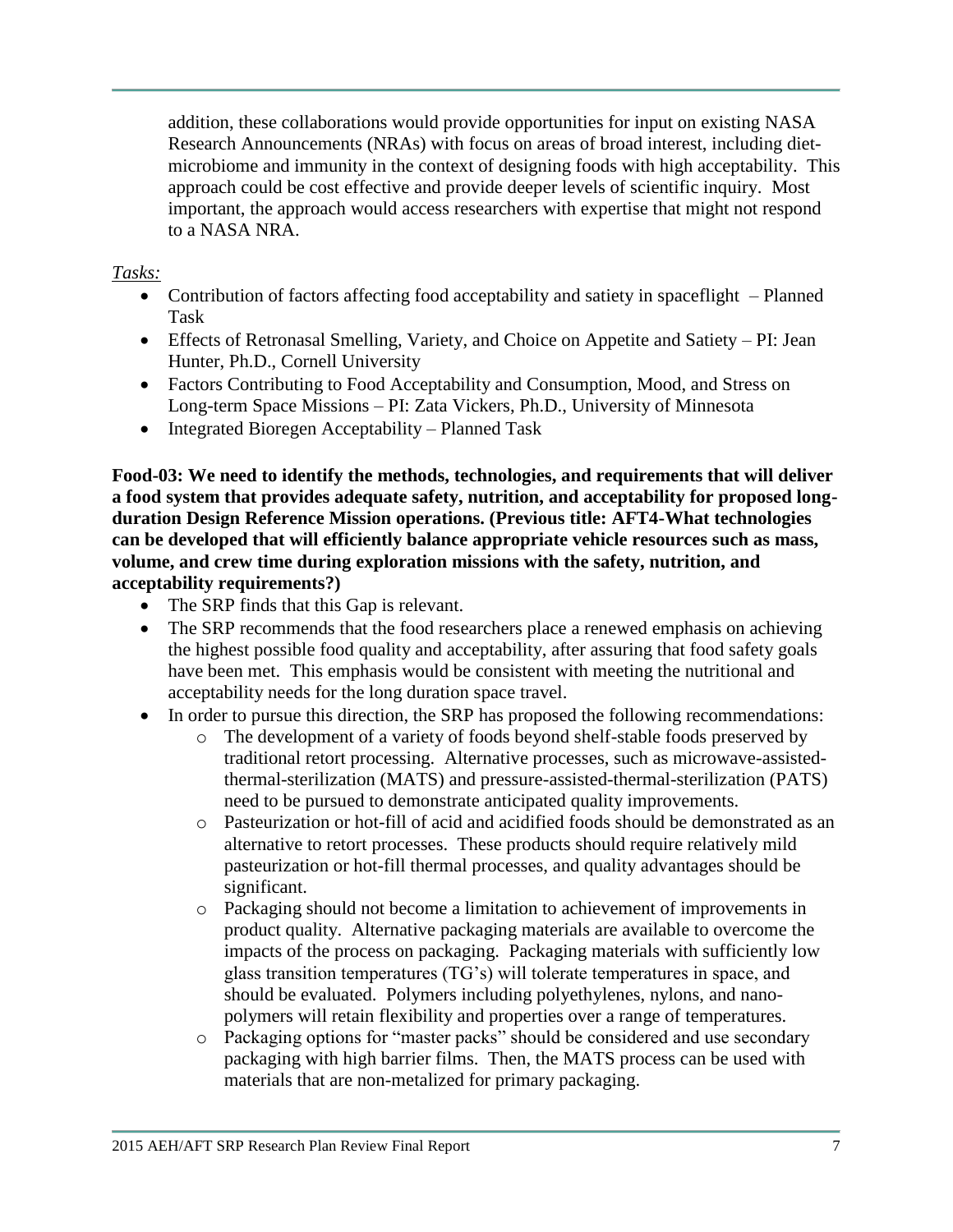addition, these collaborations would provide opportunities for input on existing NASA Research Announcements (NRAs) with focus on areas of broad interest, including diet-microbiome and immunity in the context of designing foods with high acceptability. This approach could be cost effective and provide deeper levels of scientific inquiry. Most important, the approach would access researchers with expertise that might not respond to a NASA NRA.

*Tasks:*

- Contribution of factors affecting food acceptability and satiety in spaceflight – Planned Task
- Effects of Retronasal Smelling, Variety, and Choice on Appetite and Satiety – PI: Jean Hunter, Ph.D., Cornell University
- Factors Contributing to Food Acceptability and Consumption, Mood, and Stress on Long-term Space Missions – PI: Zata Vickers, Ph.D., University of Minnesota
- Integrated Bioregen Acceptability – Planned Task

**Food-03: We need to identify the methods, technologies, and requirements that will deliver a food system that provides adequate safety, nutrition, and acceptability for proposed long-duration Design Reference Mission operations. (Previous title: AFT4-What technologies can be developed that will efficiently balance appropriate vehicle resources such as mass, volume, and crew time during exploration missions with the safety, nutrition, and acceptability requirements?)**

- The SRP finds that this Gap is relevant.
- The SRP recommends that the food researchers place a renewed emphasis on achieving the highest possible food quality and acceptability, after assuring that food safety goals have been met. This emphasis would be consistent with meeting the nutritional and acceptability needs for the long duration space travel.
- In order to pursue this direction, the SRP has proposed the following recommendations:
    - The development of a variety of foods beyond shelf-stable foods preserved by traditional retort processing. Alternative processes, such as microwave-assisted-thermal-sterilization (MATS) and pressure-assisted-thermal-sterilization (PATS) need to be pursued to demonstrate anticipated quality improvements.
    - Pasteurization or hot-fill of acid and acidified foods should be demonstrated as an alternative to retort processes. These products should require relatively mild pasteurization or hot-fill thermal processes, and quality advantages should be significant.
    - Packaging should not become a limitation to achievement of improvements in product quality. Alternative packaging materials are available to overcome the impacts of the process on packaging. Packaging materials with sufficiently low glass transition temperatures (TG's) will tolerate temperatures in space, and should be evaluated. Polymers including polyethylenes, nylons, and nano-polymers will retain flexibility and properties over a range of temperatures.
    - Packaging options for "master packs" should be considered and use secondary packaging with high barrier films. Then, the MATS process can be used with materials that are non-metalized for primary packaging.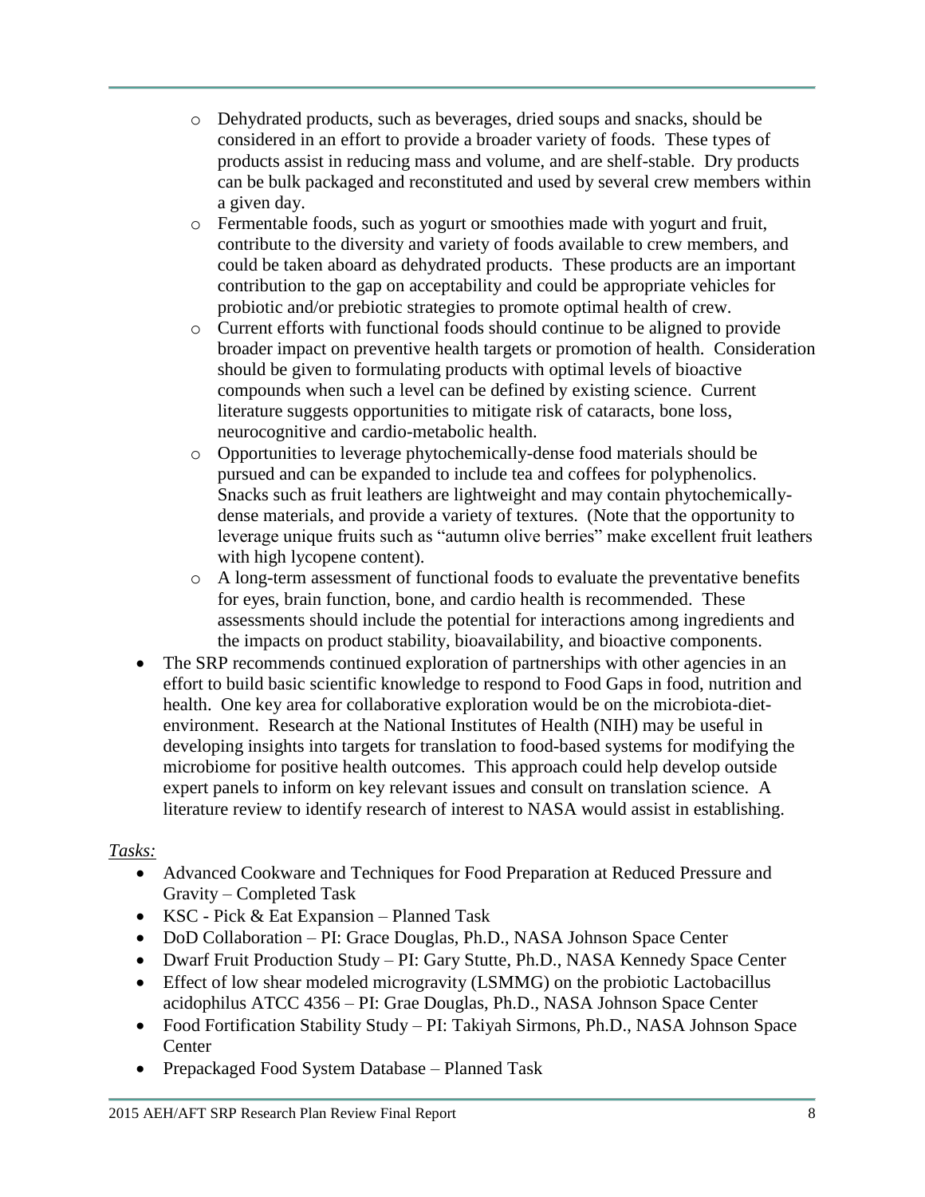- Dehydrated products, such as beverages, dried soups and snacks, should be considered in an effort to provide a broader variety of foods. These types of products assist in reducing mass and volume, and are shelf-stable. Dry products can be bulk packaged and reconstituted and used by several crew members within a given day.
  - Fermentable foods, such as yogurt or smoothies made with yogurt and fruit, contribute to the diversity and variety of foods available to crew members, and could be taken aboard as dehydrated products. These products are an important contribution to the gap on acceptability and could be appropriate vehicles for probiotic and/or prebiotic strategies to promote optimal health of crew.
  - Current efforts with functional foods should continue to be aligned to provide broader impact on preventive health targets or promotion of health. Consideration should be given to formulating products with optimal levels of bioactive compounds when such a level can be defined by existing science. Current literature suggests opportunities to mitigate risk of cataracts, bone loss, neurocognitive and cardio-metabolic health.
  - Opportunities to leverage phytochemically-dense food materials should be pursued and can be expanded to include tea and coffees for polyphenolics. Snacks such as fruit leathers are lightweight and may contain phytochemically-dense materials, and provide a variety of textures. (Note that the opportunity to leverage unique fruits such as "autumn olive berries" make excellent fruit leathers with high lycopene content).
  - A long-term assessment of functional foods to evaluate the preventative benefits for eyes, brain function, bone, and cardio health is recommended. These assessments should include the potential for interactions among ingredients and the impacts on product stability, bioavailability, and bioactive components.
- The SRP recommends continued exploration of partnerships with other agencies in an effort to build basic scientific knowledge to respond to Food Gaps in food, nutrition and health. One key area for collaborative exploration would be on the microbiota-diet-environment. Research at the National Institutes of Health (NIH) may be useful in developing insights into targets for translation to food-based systems for modifying the microbiome for positive health outcomes. This approach could help develop outside expert panels to inform on key relevant issues and consult on translation science. A literature review to identify research of interest to NASA would assist in establishing.

*Tasks:*

- Advanced Cookware and Techniques for Food Preparation at Reduced Pressure and Gravity – Completed Task
- KSC - Pick & Eat Expansion – Planned Task
- DoD Collaboration – PI: Grace Douglas, Ph.D., NASA Johnson Space Center
- Dwarf Fruit Production Study – PI: Gary Stutte, Ph.D., NASA Kennedy Space Center
- Effect of low shear modeled microgravity (LSMMG) on the probiotic Lactobacillus acidophilus ATCC 4356 – PI: Grae Douglas, Ph.D., NASA Johnson Space Center
- Food Fortification Stability Study – PI: Takiyah Sirmons, Ph.D., NASA Johnson Space Center
- Prepackaged Food System Database – Planned Task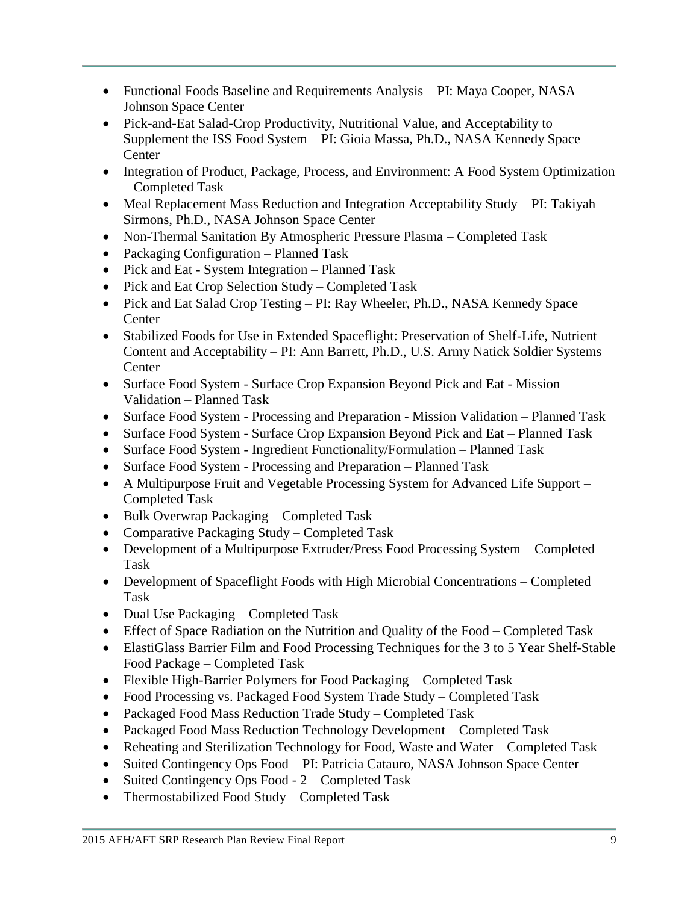- Functional Foods Baseline and Requirements Analysis – PI: Maya Cooper, NASA Johnson Space Center
- Pick-and-Eat Salad-Crop Productivity, Nutritional Value, and Acceptability to Supplement the ISS Food System – PI: Gioia Massa, Ph.D., NASA Kennedy Space Center
- Integration of Product, Package, Process, and Environment: A Food System Optimization – Completed Task
- Meal Replacement Mass Reduction and Integration Acceptability Study – PI: Takiyah Sirmons, Ph.D., NASA Johnson Space Center
- Non-Thermal Sanitation By Atmospheric Pressure Plasma – Completed Task
- Packaging Configuration – Planned Task
- Pick and Eat - System Integration – Planned Task
- Pick and Eat Crop Selection Study – Completed Task
- Pick and Eat Salad Crop Testing – PI: Ray Wheeler, Ph.D., NASA Kennedy Space Center
- Stabilized Foods for Use in Extended Spaceflight: Preservation of Shelf-Life, Nutrient Content and Acceptability – PI: Ann Barrett, Ph.D., U.S. Army Natick Soldier Systems Center
- Surface Food System - Surface Crop Expansion Beyond Pick and Eat - Mission Validation – Planned Task
- Surface Food System - Processing and Preparation - Mission Validation – Planned Task
- Surface Food System - Surface Crop Expansion Beyond Pick and Eat – Planned Task
- Surface Food System - Ingredient Functionality/Formulation – Planned Task
- Surface Food System - Processing and Preparation – Planned Task
- A Multipurpose Fruit and Vegetable Processing System for Advanced Life Support – Completed Task
- Bulk Overwrap Packaging – Completed Task
- Comparative Packaging Study – Completed Task
- Development of a Multipurpose Extruder/Press Food Processing System – Completed Task
- Development of Spaceflight Foods with High Microbial Concentrations – Completed Task
- Dual Use Packaging – Completed Task
- Effect of Space Radiation on the Nutrition and Quality of the Food – Completed Task
- ElastiGlass Barrier Film and Food Processing Techniques for the 3 to 5 Year Shelf-Stable Food Package – Completed Task
- Flexible High-Barrier Polymers for Food Packaging – Completed Task
- Food Processing vs. Packaged Food System Trade Study – Completed Task
- Packaged Food Mass Reduction Trade Study – Completed Task
- Packaged Food Mass Reduction Technology Development – Completed Task
- Reheating and Sterilization Technology for Food, Waste and Water – Completed Task
- Suited Contingency Ops Food – PI: Patricia Catauro, NASA Johnson Space Center
- Suited Contingency Ops Food - 2 – Completed Task
- Thermostabilized Food Study – Completed Task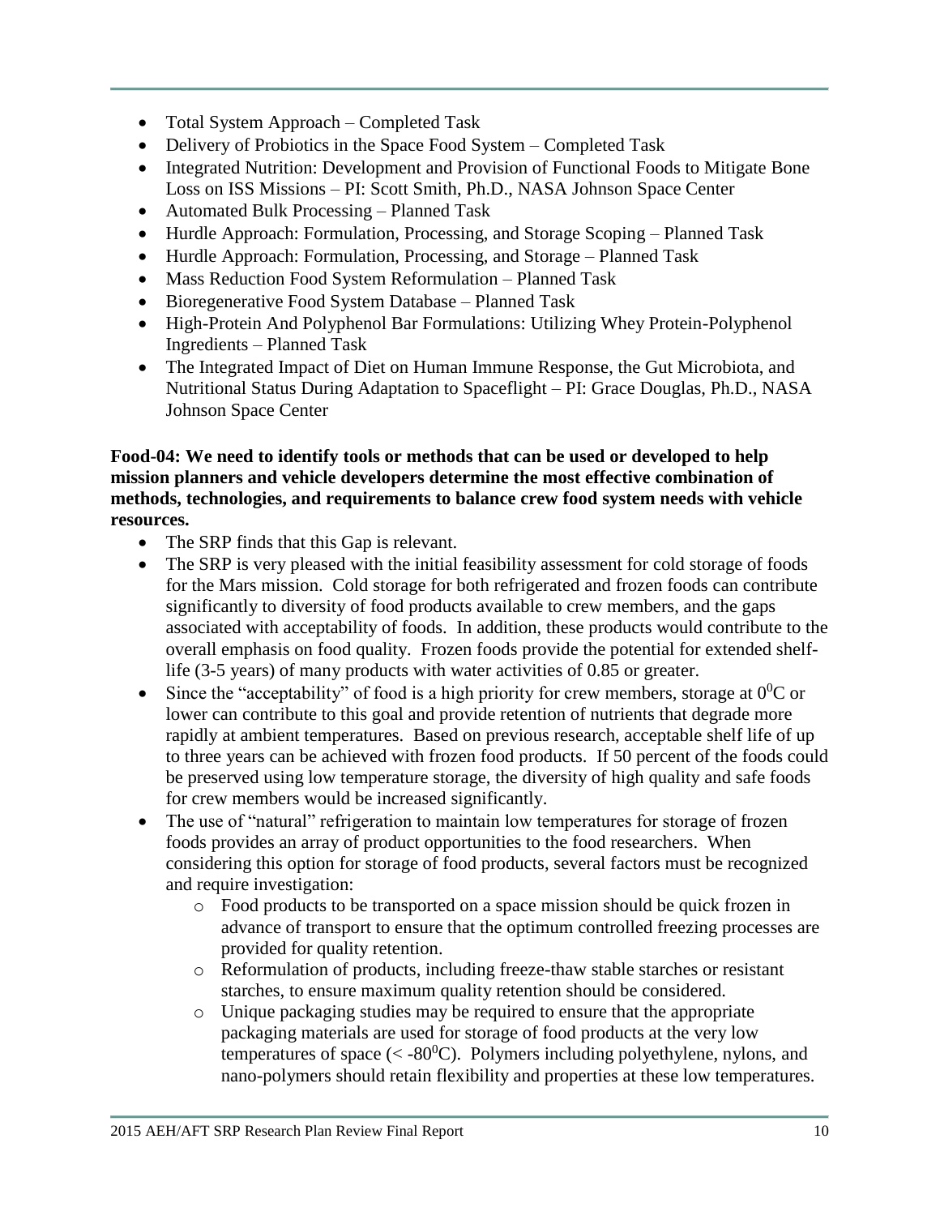- Total System Approach – Completed Task
- Delivery of Probiotics in the Space Food System – Completed Task
- Integrated Nutrition: Development and Provision of Functional Foods to Mitigate Bone Loss on ISS Missions – PI: Scott Smith, Ph.D., NASA Johnson Space Center
- Automated Bulk Processing – Planned Task
- Hurdle Approach: Formulation, Processing, and Storage Scoping – Planned Task
- Hurdle Approach: Formulation, Processing, and Storage – Planned Task
- Mass Reduction Food System Reformulation – Planned Task
- Bioregenerative Food System Database – Planned Task
- High-Protein And Polyphenol Bar Formulations: Utilizing Whey Protein-Polyphenol Ingredients – Planned Task
- The Integrated Impact of Diet on Human Immune Response, the Gut Microbiota, and Nutritional Status During Adaptation to Spaceflight – PI: Grace Douglas, Ph.D., NASA Johnson Space Center

**Food-04: We need to identify tools or methods that can be used or developed to help mission planners and vehicle developers determine the most effective combination of methods, technologies, and requirements to balance crew food system needs with vehicle resources.**

- The SRP finds that this Gap is relevant.
- The SRP is very pleased with the initial feasibility assessment for cold storage of foods for the Mars mission. Cold storage for both refrigerated and frozen foods can contribute significantly to diversity of food products available to crew members, and the gaps associated with acceptability of foods. In addition, these products would contribute to the overall emphasis on food quality. Frozen foods provide the potential for extended shelf-life (3-5 years) of many products with water activities of 0.85 or greater.
- Since the "acceptability" of food is a high priority for crew members, storage at $0^0$C or lower can contribute to this goal and provide retention of nutrients that degrade more rapidly at ambient temperatures. Based on previous research, acceptable shelf life of up to three years can be achieved with frozen food products. If 50 percent of the foods could be preserved using low temperature storage, the diversity of high quality and safe foods for crew members would be increased significantly.
- The use of "natural" refrigeration to maintain low temperatures for storage of frozen foods provides an array of product opportunities to the food researchers. When considering this option for storage of food products, several factors must be recognized and require investigation:
  - Food products to be transported on a space mission should be quick frozen in advance of transport to ensure that the optimum controlled freezing processes are provided for quality retention.
  - Reformulation of products, including freeze-thaw stable starches or resistant starches, to ensure maximum quality retention should be considered.
  - Unique packaging studies may be required to ensure that the appropriate packaging materials are used for storage of food products at the very low temperatures of space ($< -80^0$C). Polymers including polyethylene, nylons, and nano-polymers should retain flexibility and properties at these low temperatures.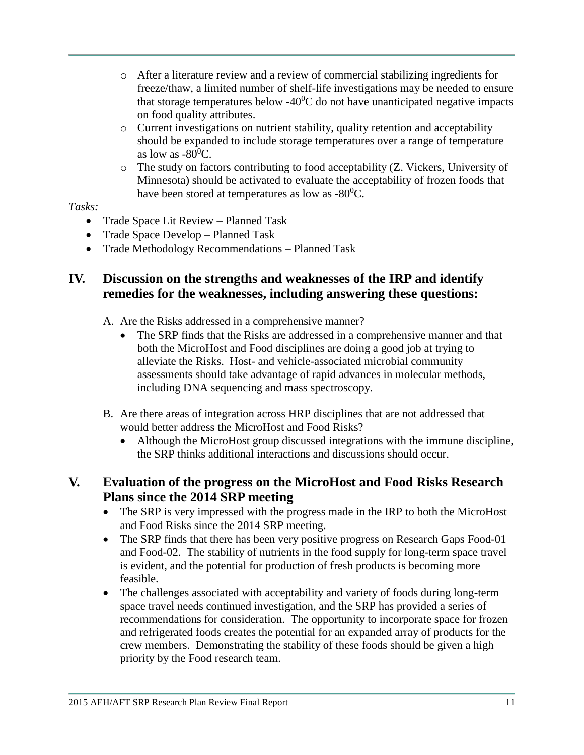- After a literature review and a review of commercial stabilizing ingredients for freeze/thaw, a limited number of shelf-life investigations may be needed to ensure that storage temperatures below -40$^0$C do not have unanticipated negative impacts on food quality attributes.
- Current investigations on nutrient stability, quality retention and acceptability should be expanded to include storage temperatures over a range of temperature as low as -80$^0$C.
- The study on factors contributing to food acceptability (Z. Vickers, University of Minnesota) should be activated to evaluate the acceptability of frozen foods that have been stored at temperatures as low as -80$^0$C.

*Tasks:*

- Trade Space Lit Review – Planned Task
- Trade Space Develop – Planned Task
- Trade Methodology Recommendations – Planned Task

## IV. Discussion on the strengths and weaknesses of the IRP and identify remedies for the weaknesses, including answering these questions:

A. Are the Risks addressed in a comprehensive manner?

- The SRP finds that the Risks are addressed in a comprehensive manner and that both the MicroHost and Food disciplines are doing a good job at trying to alleviate the Risks. Host- and vehicle-associated microbial community assessments should take advantage of rapid advances in molecular methods, including DNA sequencing and mass spectroscopy.

B. Are there areas of integration across HRP disciplines that are not addressed that would better address the MicroHost and Food Risks?

- Although the MicroHost group discussed integrations with the immune discipline, the SRP thinks additional interactions and discussions should occur.

## V. Evaluation of the progress on the MicroHost and Food Risks Research Plans since the 2014 SRP meeting

- The SRP is very impressed with the progress made in the IRP to both the MicroHost and Food Risks since the 2014 SRP meeting.
- The SRP finds that there has been very positive progress on Research Gaps Food-01 and Food-02. The stability of nutrients in the food supply for long-term space travel is evident, and the potential for production of fresh products is becoming more feasible.
- The challenges associated with acceptability and variety of foods during long-term space travel needs continued investigation, and the SRP has provided a series of recommendations for consideration. The opportunity to incorporate space for frozen and refrigerated foods creates the potential for an expanded array of products for the crew members. Demonstrating the stability of these foods should be given a high priority by the Food research team.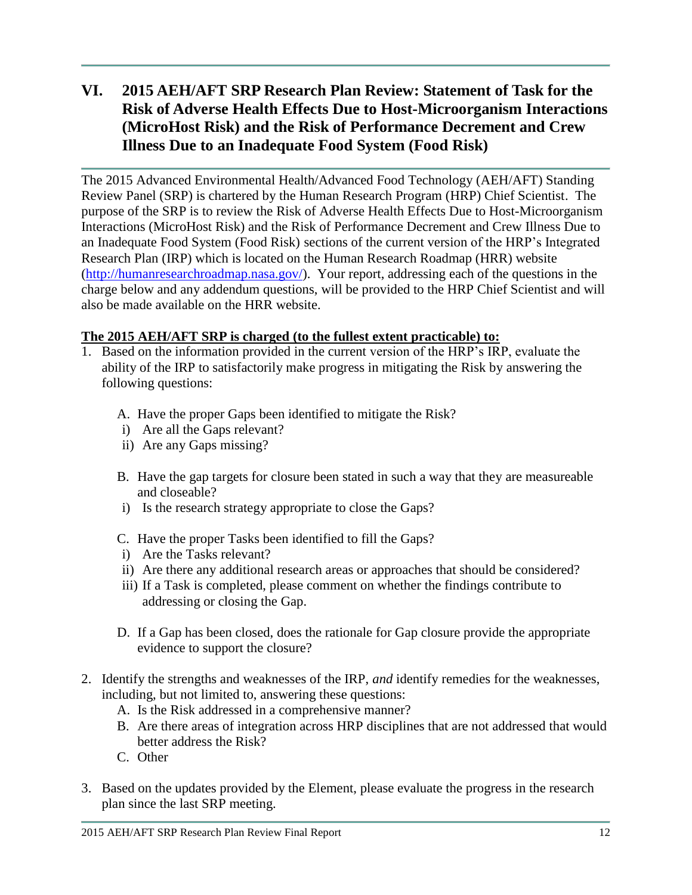# VI. 2015 AEH/AFT SRP Research Plan Review: Statement of Task for the Risk of Adverse Health Effects Due to Host-Microorganism Interactions (MicroHost Risk) and the Risk of Performance Decrement and Crew Illness Due to an Inadequate Food System (Food Risk)

The 2015 Advanced Environmental Health/Advanced Food Technology (AEH/AFT) Standing Review Panel (SRP) is chartered by the Human Research Program (HRP) Chief Scientist. The purpose of the SRP is to review the Risk of Adverse Health Effects Due to Host-Microorganism Interactions (MicroHost Risk) and the Risk of Performance Decrement and Crew Illness Due to an Inadequate Food System (Food Risk) sections of the current version of the HRP's Integrated Research Plan (IRP) which is located on the Human Research Roadmap (HRR) website (http://humanresearchroadmap.nasa.gov/). Your report, addressing each of the questions in the charge below and any addendum questions, will be provided to the HRP Chief Scientist and will also be made available on the HRR website.

**The 2015 AEH/AFT SRP is charged (to the fullest extent practicable) to:**

1. Based on the information provided in the current version of the HRP's IRP, evaluate the ability of the IRP to satisfactorily make progress in mitigating the Risk by answering the following questions:

   A. Have the proper Gaps been identified to mitigate the Risk?
      - i) Are all the Gaps relevant?
      - ii) Are any Gaps missing?

   B. Have the gap targets for closure been stated in such a way that they are measureable and closeable?
      - i) Is the research strategy appropriate to close the Gaps?

   C. Have the proper Tasks been identified to fill the Gaps?
      - i) Are the Tasks relevant?
      - ii) Are there any additional research areas or approaches that should be considered?
      - iii) If a Task is completed, please comment on whether the findings contribute to addressing or closing the Gap.

   D. If a Gap has been closed, does the rationale for Gap closure provide the appropriate evidence to support the closure?

2. Identify the strengths and weaknesses of the IRP, *and* identify remedies for the weaknesses, including, but not limited to, answering these questions:
   A. Is the Risk addressed in a comprehensive manner?
   B. Are there areas of integration across HRP disciplines that are not addressed that would better address the Risk?
   C. Other

3. Based on the updates provided by the Element, please evaluate the progress in the research plan since the last SRP meeting.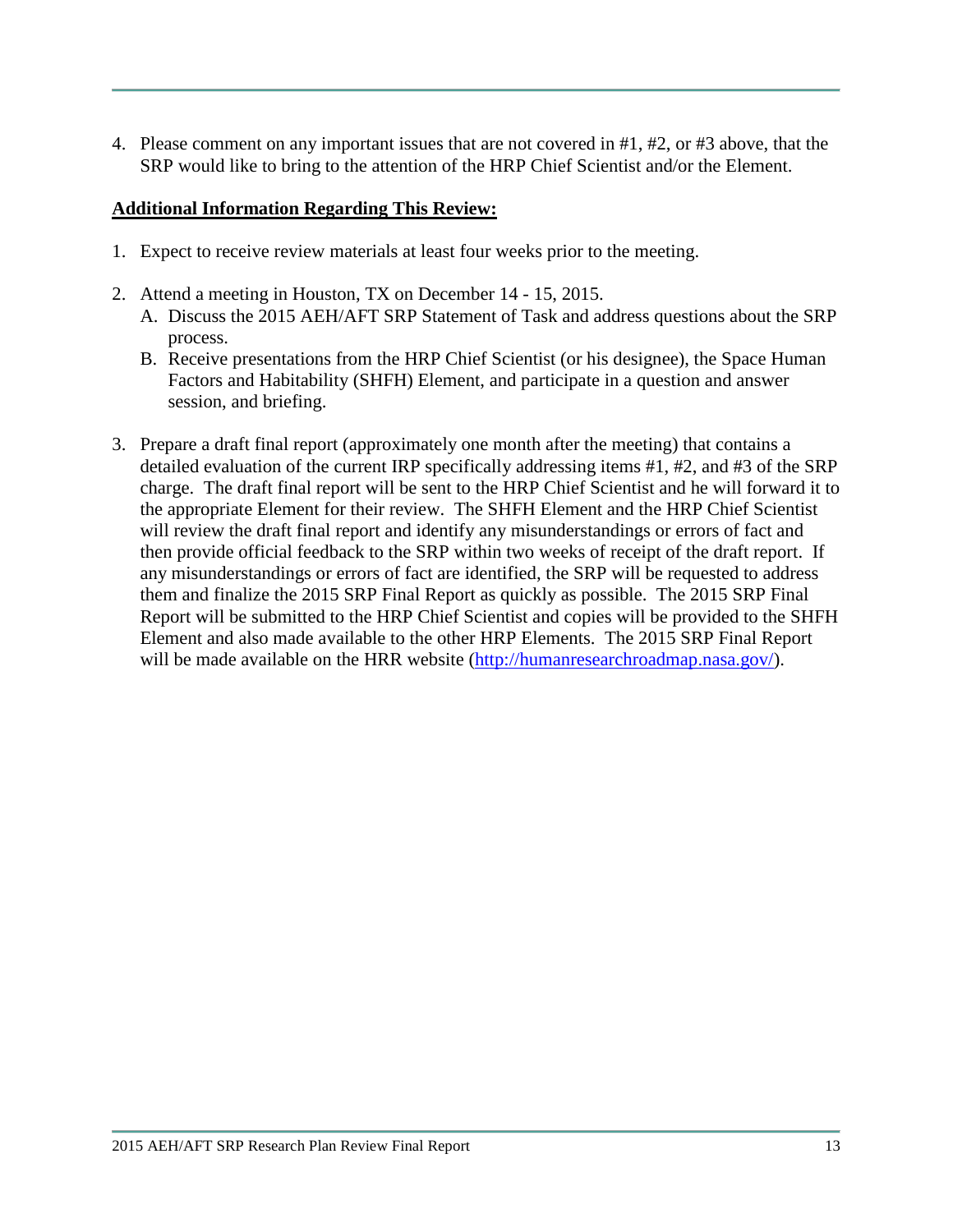4. Please comment on any important issues that are not covered in #1, #2, or #3 above, that the SRP would like to bring to the attention of the HRP Chief Scientist and/or the Element.

**Additional Information Regarding This Review:**

1. Expect to receive review materials at least four weeks prior to the meeting.

2. Attend a meeting in Houston, TX on December 14 - 15, 2015.
   A. Discuss the 2015 AEH/AFT SRP Statement of Task and address questions about the SRP process.
   B. Receive presentations from the HRP Chief Scientist (or his designee), the Space Human Factors and Habitability (SHFH) Element, and participate in a question and answer session, and briefing.

3. Prepare a draft final report (approximately one month after the meeting) that contains a detailed evaluation of the current IRP specifically addressing items #1, #2, and #3 of the SRP charge. The draft final report will be sent to the HRP Chief Scientist and he will forward it to the appropriate Element for their review. The SHFH Element and the HRP Chief Scientist will review the draft final report and identify any misunderstandings or errors of fact and then provide official feedback to the SRP within two weeks of receipt of the draft report. If any misunderstandings or errors of fact are identified, the SRP will be requested to address them and finalize the 2015 SRP Final Report as quickly as possible. The 2015 SRP Final Report will be submitted to the HRP Chief Scientist and copies will be provided to the SHFH Element and also made available to the other HRP Elements. The 2015 SRP Final Report will be made available on the HRR website (http://humanresearchroadmap.nasa.gov/).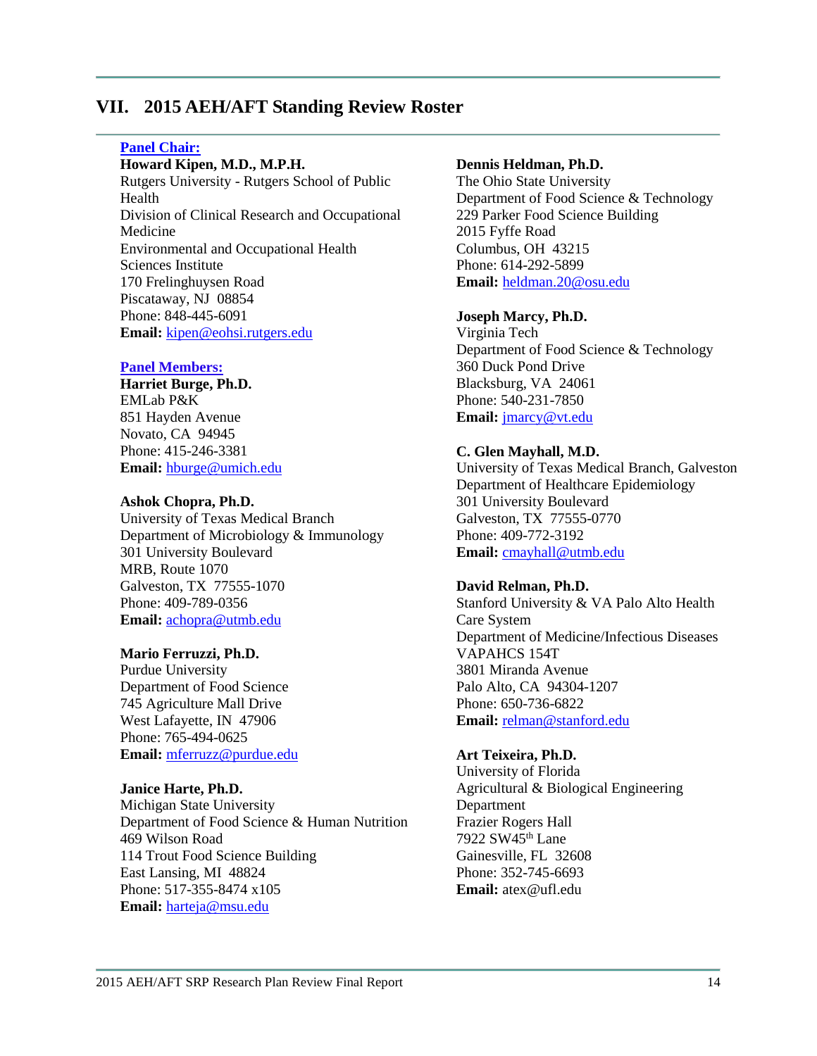## VII. 2015 AEH/AFT Standing Review Roster

**Panel Chair:**

**Howard Kipen, M.D., M.P.H.**
Rutgers University - Rutgers School of Public Health
Division of Clinical Research and Occupational Medicine
Environmental and Occupational Health Sciences Institute
170 Frelinghuysen Road
Piscataway, NJ 08854
Phone: 848-445-6091
**Email:** kipen@eohsi.rutgers.edu

**Panel Members:**

**Harriet Burge, Ph.D.**
EMLab P&K
851 Hayden Avenue
Novato, CA 94945
Phone: 415-246-3381
**Email:** hburge@umich.edu

**Ashok Chopra, Ph.D.**
University of Texas Medical Branch
Department of Microbiology & Immunology
301 University Boulevard
MRB, Route 1070
Galveston, TX 77555-1070
Phone: 409-789-0356
**Email:** achopra@utmb.edu

**Mario Ferruzzi, Ph.D.**
Purdue University
Department of Food Science
745 Agriculture Mall Drive
West Lafayette, IN 47906
Phone: 765-494-0625
**Email:** mferruzz@purdue.edu

**Janice Harte, Ph.D.**
Michigan State University
Department of Food Science & Human Nutrition
469 Wilson Road
114 Trout Food Science Building
East Lansing, MI 48824
Phone: 517-355-8474 x105
**Email:** harteja@msu.edu

**Dennis Heldman, Ph.D.**
The Ohio State University
Department of Food Science & Technology
229 Parker Food Science Building
2015 Fyffe Road
Columbus, OH 43215
Phone: 614-292-5899
**Email:** heldman.20@osu.edu

**Joseph Marcy, Ph.D.**
Virginia Tech
Department of Food Science & Technology
360 Duck Pond Drive
Blacksburg, VA 24061
Phone: 540-231-7850
**Email:** jmarcy@vt.edu

**C. Glen Mayhall, M.D.**
University of Texas Medical Branch, Galveston
Department of Healthcare Epidemiology
301 University Boulevard
Galveston, TX 77555-0770
Phone: 409-772-3192
**Email:** cmayhall@utmb.edu

**David Relman, Ph.D.**
Stanford University & VA Palo Alto Health Care System
Department of Medicine/Infectious Diseases
VAPAHCS 154T
3801 Miranda Avenue
Palo Alto, CA 94304-1207
Phone: 650-736-6822
**Email:** relman@stanford.edu

**Art Teixeira, Ph.D.**
University of Florida
Agricultural & Biological Engineering Department
Frazier Rogers Hall
7922 SW45th Lane
Gainesville, FL 32608
Phone: 352-745-6693
**Email:** atex@ufl.edu